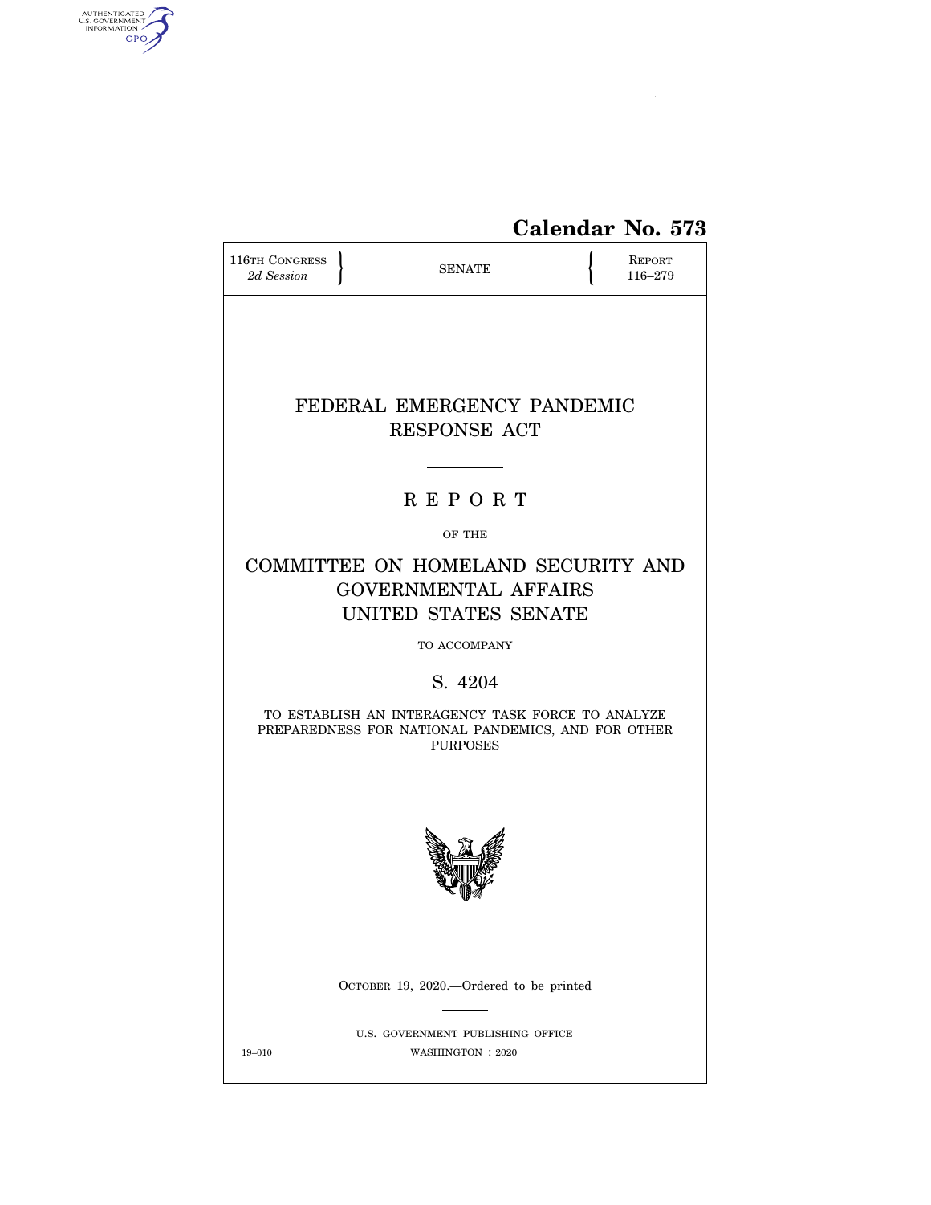**Calendar No. 573**

116TH CONGRESS
*2d Session*

SENATE

REPORT
116–279

# FEDERAL EMERGENCY PANDEMIC RESPONSE ACT

## R E P O R T

OF THE

## COMMITTEE ON HOMELAND SECURITY AND GOVERNMENTAL AFFAIRS UNITED STATES SENATE

TO ACCOMPANY

## S. 4204

TO ESTABLISH AN INTERAGENCY TASK FORCE TO ANALYZE PREPAREDNESS FOR NATIONAL PANDEMICS, AND FOR OTHER PURPOSES

OCTOBER 19, 2020.—Ordered to be printed

U.S. GOVERNMENT PUBLISHING OFFICE

19–010 WASHINGTON : 2020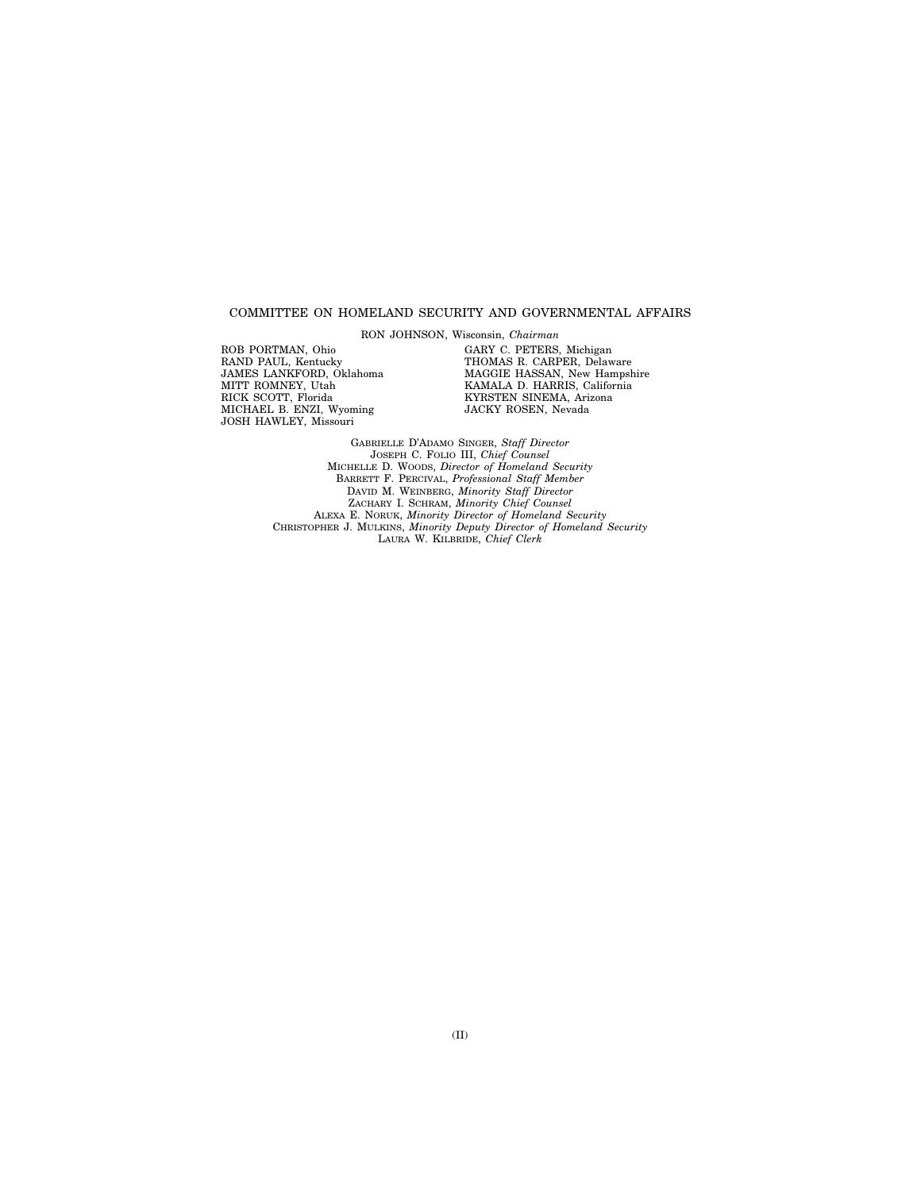COMMITTEE ON HOMELAND SECURITY AND GOVERNMENTAL AFFAIRS

RON JOHNSON, Wisconsin, *Chairman*

ROB PORTMAN, Ohio
RAND PAUL, Kentucky
JAMES LANKFORD, Oklahoma
MITT ROMNEY, Utah
RICK SCOTT, Florida
MICHAEL B. ENZI, Wyoming
JOSH HAWLEY, Missouri

GARY C. PETERS, Michigan
THOMAS R. CARPER, Delaware
MAGGIE HASSAN, New Hampshire
KAMALA D. HARRIS, California
KYRSTEN SINEMA, Arizona
JACKY ROSEN, Nevada

GABRIELLE D'ADAMO SINGER, *Staff Director*
JOSEPH C. FOLIO III, *Chief Counsel*
MICHELLE D. WOODS, *Director of Homeland Security*
BARRETT F. PERCIVAL, *Professional Staff Member*
DAVID M. WEINBERG, *Minority Staff Director*
ZACHARY I. SCHRAM, *Minority Chief Counsel*
ALEXA E. NORUK, *Minority Director of Homeland Security*
CHRISTOPHER J. MULKINS, *Minority Deputy Director of Homeland Security*
LAURA W. KILBRIDE, *Chief Clerk*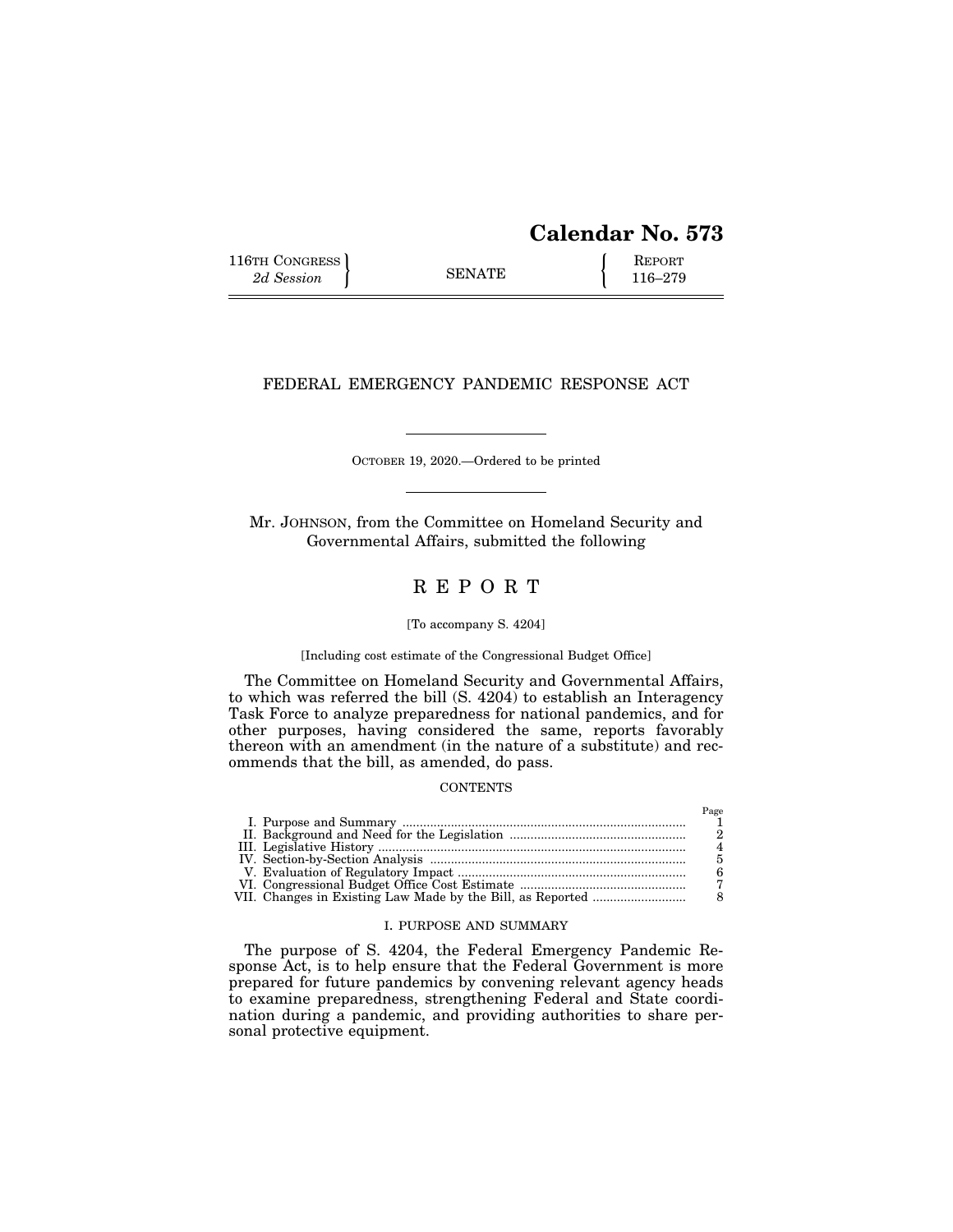# Calendar No. 573

116TH CONGRESS
2d Session

SENATE

REPORT
116–279

## FEDERAL EMERGENCY PANDEMIC RESPONSE ACT

OCTOBER 19, 2020.—Ordered to be printed

Mr. JOHNSON, from the Committee on Homeland Security and Governmental Affairs, submitted the following

## R E P O R T

[To accompany S. 4204]

[Including cost estimate of the Congressional Budget Office]

The Committee on Homeland Security and Governmental Affairs, to which was referred the bill (S. 4204) to establish an Interagency Task Force to analyze preparedness for national pandemics, and for other purposes, having considered the same, reports favorably thereon with an amendment (in the nature of a substitute) and recommends that the bill, as amended, do pass.

CONTENTS

| | Page |
|---|---|
| I. Purpose and Summary | 1 |
| II. Background and Need for the Legislation | 2 |
| III. Legislative History | 4 |
| IV. Section-by-Section Analysis | 5 |
| V. Evaluation of Regulatory Impact | 6 |
| VI. Congressional Budget Office Cost Estimate | 7 |
| VII. Changes in Existing Law Made by the Bill, as Reported | 8 |

### I. PURPOSE AND SUMMARY

The purpose of S. 4204, the Federal Emergency Pandemic Response Act, is to help ensure that the Federal Government is more prepared for future pandemics by convening relevant agency heads to examine preparedness, strengthening Federal and State coordination during a pandemic, and providing authorities to share personal protective equipment.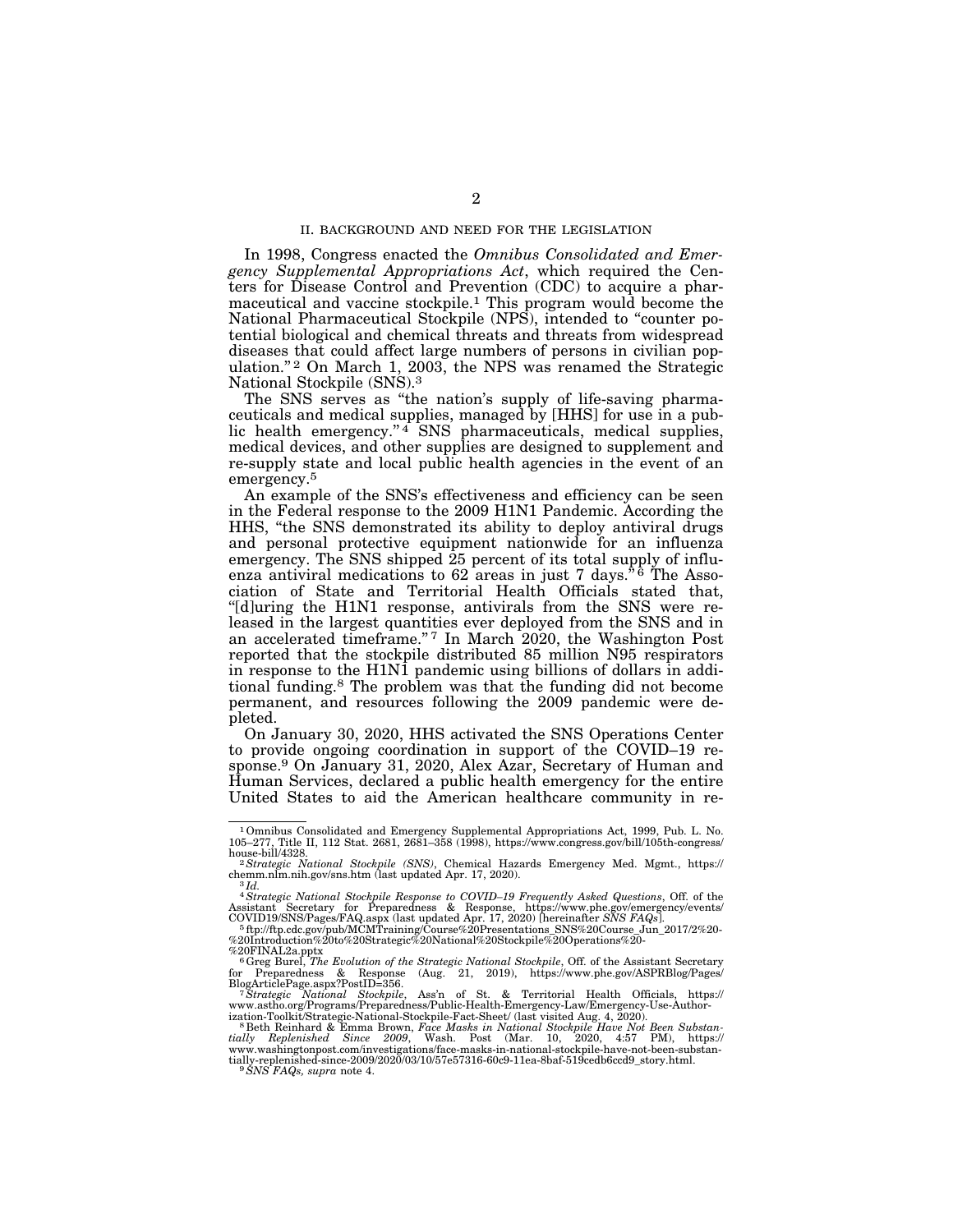## II. BACKGROUND AND NEED FOR THE LEGISLATION

In 1998, Congress enacted the *Omnibus Consolidated and Emergency Supplemental Appropriations Act*, which required the Centers for Disease Control and Prevention (CDC) to acquire a pharmaceutical and vaccine stockpile.[1] This program would become the National Pharmaceutical Stockpile (NPS), intended to "counter potential biological and chemical threats and threats from widespread diseases that could affect large numbers of persons in civilian population."[2] On March 1, 2003, the NPS was renamed the Strategic National Stockpile (SNS).[3]

The SNS serves as "the nation's supply of life-saving pharmaceuticals and medical supplies, managed by [HHS] for use in a public health emergency."[4] SNS pharmaceuticals, medical supplies, medical devices, and other supplies are designed to supplement and re-supply state and local public health agencies in the event of an emergency.[5]

An example of the SNS's effectiveness and efficiency can be seen in the Federal response to the 2009 H1N1 Pandemic. According the HHS, "the SNS demonstrated its ability to deploy antiviral drugs and personal protective equipment nationwide for an influenza emergency. The SNS shipped 25 percent of its total supply of influenza antiviral medications to 62 areas in just 7 days."[6] The Association of State and Territorial Health Officials stated that, "[d]uring the H1N1 response, antivirals from the SNS were released in the largest quantities ever deployed from the SNS and in an accelerated timeframe."[7] In March 2020, the Washington Post reported that the stockpile distributed 85 million N95 respirators in response to the H1N1 pandemic using billions of dollars in additional funding.[8] The problem was that the funding did not become permanent, and resources following the 2009 pandemic were depleted.

On January 30, 2020, HHS activated the SNS Operations Center to provide ongoing coordination in support of the COVID–19 response.[9] On January 31, 2020, Alex Azar, Secretary of Human and Human Services, declared a public health emergency for the entire United States to aid the American healthcare community in re-

---

[1] Omnibus Consolidated and Emergency Supplemental Appropriations Act, 1999, Pub. L. No. 105–277, Title II, 112 Stat. 2681, 2681–358 (1998), https://www.congress.gov/bill/105th-congress/house-bill/4328.

[2] *Strategic National Stockpile (SNS)*, Chemical Hazards Emergency Med. Mgmt., https://chemm.nlm.nih.gov/sns.htm (last updated Apr. 17, 2020).

[3] *Id.*

[4] *Strategic National Stockpile Response to COVID–19 Frequently Asked Questions*, Off. of the Assistant Secretary for Preparedness & Response, https://www.phe.gov/emergency/events/COVID19/SNS/Pages/FAQ.aspx (last updated Apr. 17, 2020) [hereinafter *SNS FAQs*].

[5] ftp://ftp.cdc.gov/pub/MCMTraining/Course%20Presentations_SNS%20Course_Jun_2017/2%20-%20Introduction%20to%20Strategic%20National%20Stockpile%20Operations%20-%20FINAL2a.pptx

[6] Greg Burel, *The Evolution of the Strategic National Stockpile*, Off. of the Assistant Secretary for Preparedness & Response (Aug. 21, 2019), https://www.phe.gov/ASPRBlog/Pages/BlogArticlePage.aspx?PostID=356.

[7] *Strategic National Stockpile*, Ass'n of St. & Territorial Health Officials, https://www.astho.org/Programs/Preparedness/Public-Health-Emergency-Law/Emergency-Use-Authorization-Toolkit/Strategic-National-Stockpile-Fact-Sheet/ (last visited Aug. 4, 2020).

[8] Beth Reinhard & Emma Brown, *Face Masks in National Stockpile Have Not Been Substantially Replenished Since 2009*, Wash. Post (Mar. 10, 2020, 4:57 PM), https://www.washingtonpost.com/investigations/face-masks-in-national-stockpile-have-not-been-substantially-replenished-since-2009/2020/03/10/57e57316-60c9-11ea-8baf-519cedb6ccd9_story.html.

[9] *SNS FAQs, supra* note 4.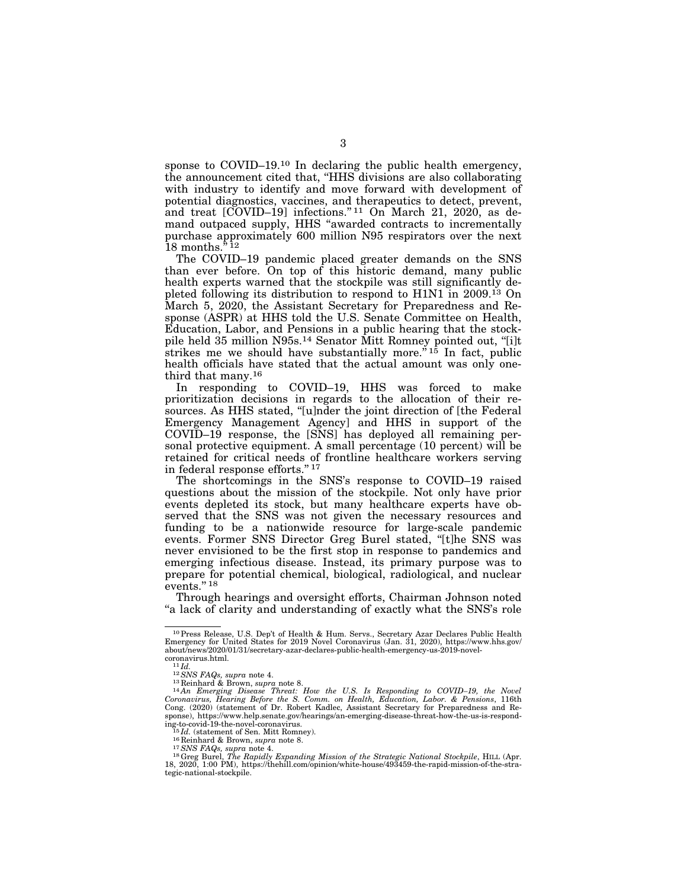sponse to COVID–19.[10] In declaring the public health emergency, the announcement cited that, "HHS divisions are also collaborating with industry to identify and move forward with development of potential diagnostics, vaccines, and therapeutics to detect, prevent, and treat [COVID–19] infections."[11] On March 21, 2020, as demand outpaced supply, HHS "awarded contracts to incrementally purchase approximately 600 million N95 respirators over the next 18 months."[12]

The COVID–19 pandemic placed greater demands on the SNS than ever before. On top of this historic demand, many public health experts warned that the stockpile was still significantly depleted following its distribution to respond to H1N1 in 2009.[13] On March 5, 2020, the Assistant Secretary for Preparedness and Response (ASPR) at HHS told the U.S. Senate Committee on Health, Education, Labor, and Pensions in a public hearing that the stockpile held 35 million N95s.[14] Senator Mitt Romney pointed out, "[i]t strikes me we should have substantially more."[15] In fact, public health officials have stated that the actual amount was only one-third that many.[16]

In responding to COVID–19, HHS was forced to make prioritization decisions in regards to the allocation of their resources. As HHS stated, "[u]nder the joint direction of [the Federal Emergency Management Agency] and HHS in support of the COVID–19 response, the [SNS] has deployed all remaining personal protective equipment. A small percentage (10 percent) will be retained for critical needs of frontline healthcare workers serving in federal response efforts."[17]

The shortcomings in the SNS's response to COVID–19 raised questions about the mission of the stockpile. Not only have prior events depleted its stock, but many healthcare experts have observed that the SNS was not given the necessary resources and funding to be a nationwide resource for large-scale pandemic events. Former SNS Director Greg Burel stated, "[t]he SNS was never envisioned to be the first stop in response to pandemics and emerging infectious disease. Instead, its primary purpose was to prepare for potential chemical, biological, radiological, and nuclear events."[18]

Through hearings and oversight efforts, Chairman Johnson noted "a lack of clarity and understanding of exactly what the SNS's role

---

[10] Press Release, U.S. Dep't of Health & Hum. Servs., Secretary Azar Declares Public Health Emergency for United States for 2019 Novel Coronavirus (Jan. 31, 2020), https://www.hhs.gov/about/news/2020/01/31/secretary-azar-declares-public-health-emergency-us-2019-novel-coronavirus.html.

[11] *Id.*

[12] *SNS FAQs, supra* note 4.

[13] Reinhard & Brown, *supra* note 8.

[14] *An Emerging Disease Threat: How the U.S. Is Responding to COVID–19, the Novel Coronavirus, Hearing Before the S. Comm. on Health, Education, Labor. & Pensions*, 116th Cong. (2020) (statement of Dr. Robert Kadlec, Assistant Secretary for Preparedness and Response), https://www.help.senate.gov/hearings/an-emerging-disease-threat-how-the-us-is-responding-to-covid-19-the-novel-coronavirus.

[15] *Id.* (statement of Sen. Mitt Romney).

[16] Reinhard & Brown, *supra* note 8.

[17] *SNS FAQs, supra* note 4.

[18] Greg Burel, *The Rapidly Expanding Mission of the Strategic National Stockpile*, HILL (Apr. 18, 2020, 1:00 PM), https://thehill.com/opinion/white-house/493459-the-rapid-mission-of-the-strategic-national-stockpile.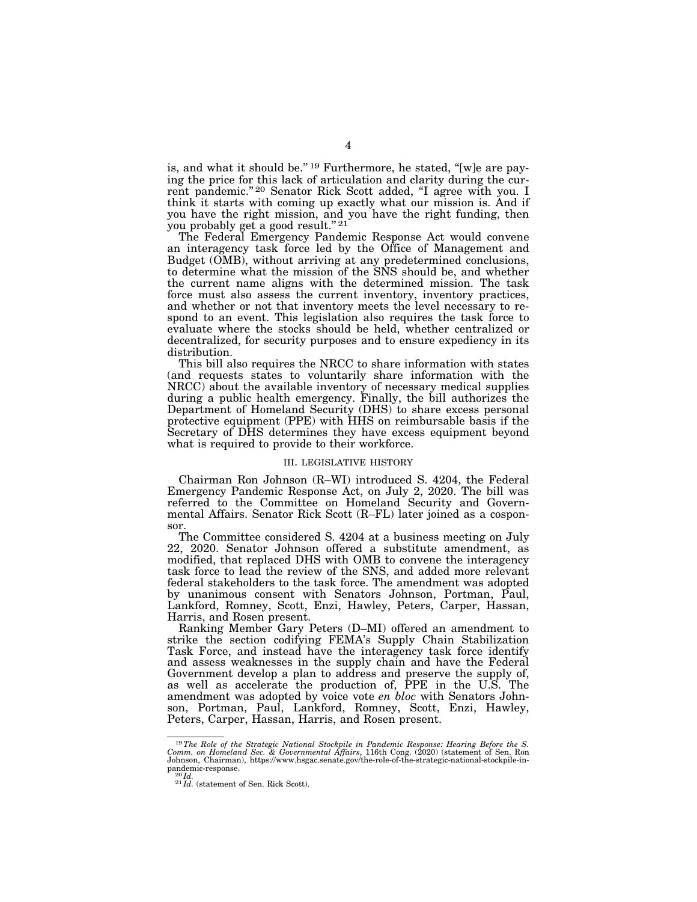is, and what it should be."[19] Furthermore, he stated, "[w]e are paying the price for this lack of articulation and clarity during the current pandemic."[20] Senator Rick Scott added, "I agree with you. I think it starts with coming up exactly what our mission is. And if you have the right mission, and you have the right funding, then you probably get a good result."[21]

The Federal Emergency Pandemic Response Act would convene an interagency task force led by the Office of Management and Budget (OMB), without arriving at any predetermined conclusions, to determine what the mission of the SNS should be, and whether the current name aligns with the determined mission. The task force must also assess the current inventory, inventory practices, and whether or not that inventory meets the level necessary to respond to an event. This legislation also requires the task force to evaluate where the stocks should be held, whether centralized or decentralized, for security purposes and to ensure expediency in its distribution.

This bill also requires the NRCC to share information with states (and requests states to voluntarily share information with the NRCC) about the available inventory of necessary medical supplies during a public health emergency. Finally, the bill authorizes the Department of Homeland Security (DHS) to share excess personal protective equipment (PPE) with HHS on reimbursable basis if the Secretary of DHS determines they have excess equipment beyond what is required to provide to their workforce.

## III. LEGISLATIVE HISTORY

Chairman Ron Johnson (R–WI) introduced S. 4204, the Federal Emergency Pandemic Response Act, on July 2, 2020. The bill was referred to the Committee on Homeland Security and Governmental Affairs. Senator Rick Scott (R–FL) later joined as a cosponsor.

The Committee considered S. 4204 at a business meeting on July 22, 2020. Senator Johnson offered a substitute amendment, as modified, that replaced DHS with OMB to convene the interagency task force to lead the review of the SNS, and added more relevant federal stakeholders to the task force. The amendment was adopted by unanimous consent with Senators Johnson, Portman, Paul, Lankford, Romney, Scott, Enzi, Hawley, Peters, Carper, Hassan, Harris, and Rosen present.

Ranking Member Gary Peters (D–MI) offered an amendment to strike the section codifying FEMA's Supply Chain Stabilization Task Force, and instead have the interagency task force identify and assess weaknesses in the supply chain and have the Federal Government develop a plan to address and preserve the supply of, as well as accelerate the production of, PPE in the U.S. The amendment was adopted by voice vote *en bloc* with Senators Johnson, Portman, Paul, Lankford, Romney, Scott, Enzi, Hawley, Peters, Carper, Hassan, Harris, and Rosen present.

---

[19] *The Role of the Strategic National Stockpile in Pandemic Response: Hearing Before the S. Comm. on Homeland Sec. & Governmental Affairs*, 116th Cong. (2020) (statement of Sen. Ron Johnson, Chairman), https://www.hsgac.senate.gov/the-role-of-the-strategic-national-stockpile-in-pandemic-response.

[20] *Id.*

[21] *Id.* (statement of Sen. Rick Scott).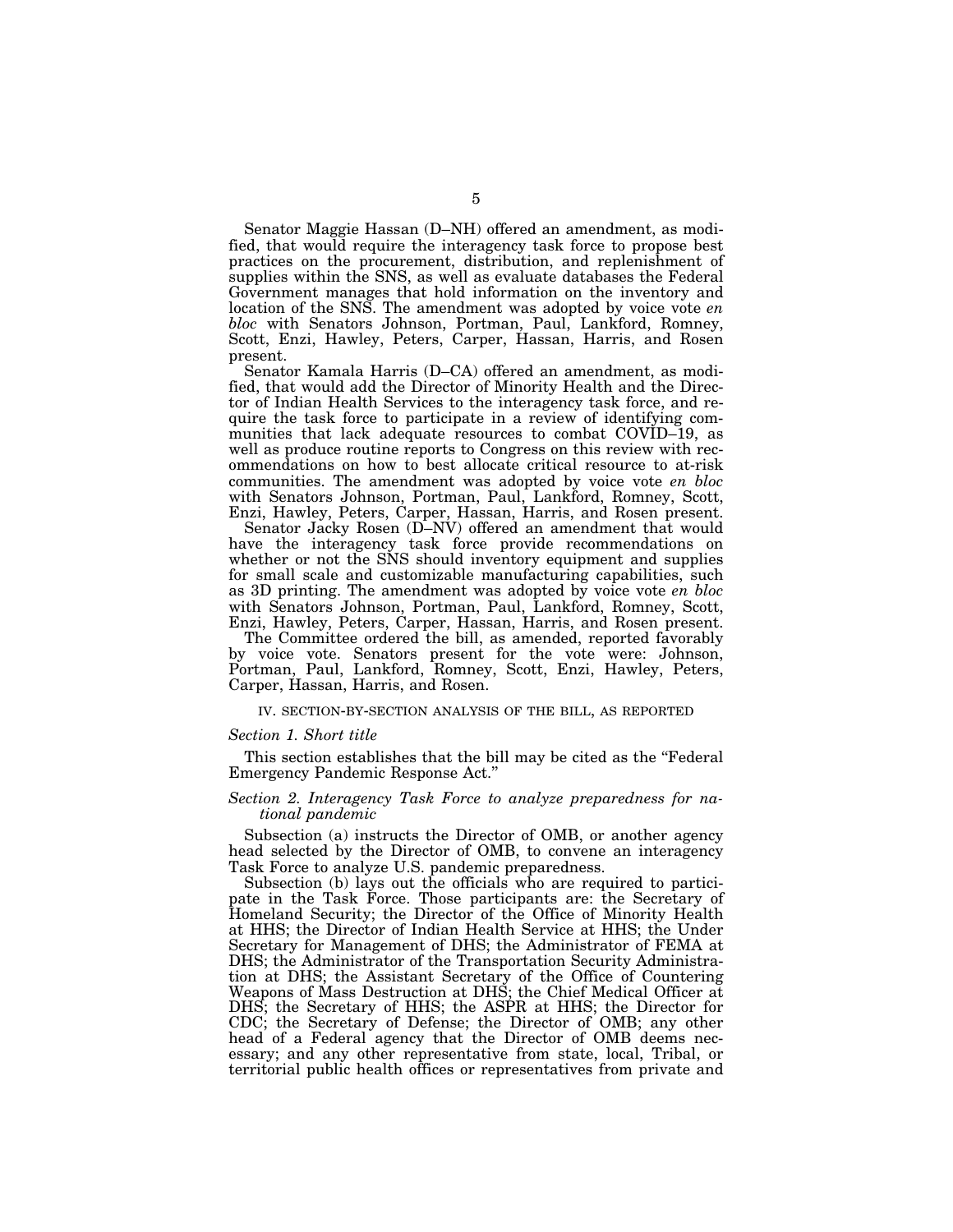Senator Maggie Hassan (D–NH) offered an amendment, as modified, that would require the interagency task force to propose best practices on the procurement, distribution, and replenishment of supplies within the SNS, as well as evaluate databases the Federal Government manages that hold information on the inventory and location of the SNS. The amendment was adopted by voice vote *en bloc* with Senators Johnson, Portman, Paul, Lankford, Romney, Scott, Enzi, Hawley, Peters, Carper, Hassan, Harris, and Rosen present.

Senator Kamala Harris (D–CA) offered an amendment, as modified, that would add the Director of Minority Health and the Director of Indian Health Services to the interagency task force, and require the task force to participate in a review of identifying communities that lack adequate resources to combat COVID–19, as well as produce routine reports to Congress on this review with recommendations on how to best allocate critical resource to at-risk communities. The amendment was adopted by voice vote *en bloc* with Senators Johnson, Portman, Paul, Lankford, Romney, Scott, Enzi, Hawley, Peters, Carper, Hassan, Harris, and Rosen present.

Senator Jacky Rosen (D–NV) offered an amendment that would have the interagency task force provide recommendations on whether or not the SNS should inventory equipment and supplies for small scale and customizable manufacturing capabilities, such as 3D printing. The amendment was adopted by voice vote *en bloc* with Senators Johnson, Portman, Paul, Lankford, Romney, Scott, Enzi, Hawley, Peters, Carper, Hassan, Harris, and Rosen present.

The Committee ordered the bill, as amended, reported favorably by voice vote. Senators present for the vote were: Johnson, Portman, Paul, Lankford, Romney, Scott, Enzi, Hawley, Peters, Carper, Hassan, Harris, and Rosen.

## IV. SECTION-BY-SECTION ANALYSIS OF THE BILL, AS REPORTED

### *Section 1. Short title*

This section establishes that the bill may be cited as the "Federal Emergency Pandemic Response Act."

### *Section 2. Interagency Task Force to analyze preparedness for national pandemic*

Subsection (a) instructs the Director of OMB, or another agency head selected by the Director of OMB, to convene an interagency Task Force to analyze U.S. pandemic preparedness.

Subsection (b) lays out the officials who are required to participate in the Task Force. Those participants are: the Secretary of Homeland Security; the Director of the Office of Minority Health at HHS; the Director of Indian Health Service at HHS; the Under Secretary for Management of DHS; the Administrator of FEMA at DHS; the Administrator of the Transportation Security Administration at DHS; the Assistant Secretary of the Office of Countering Weapons of Mass Destruction at DHS; the Chief Medical Officer at DHS; the Secretary of HHS; the ASPR at HHS; the Director for CDC; the Secretary of Defense; the Director of OMB; any other head of a Federal agency that the Director of OMB deems necessary; and any other representative from state, local, Tribal, or territorial public health offices or representatives from private and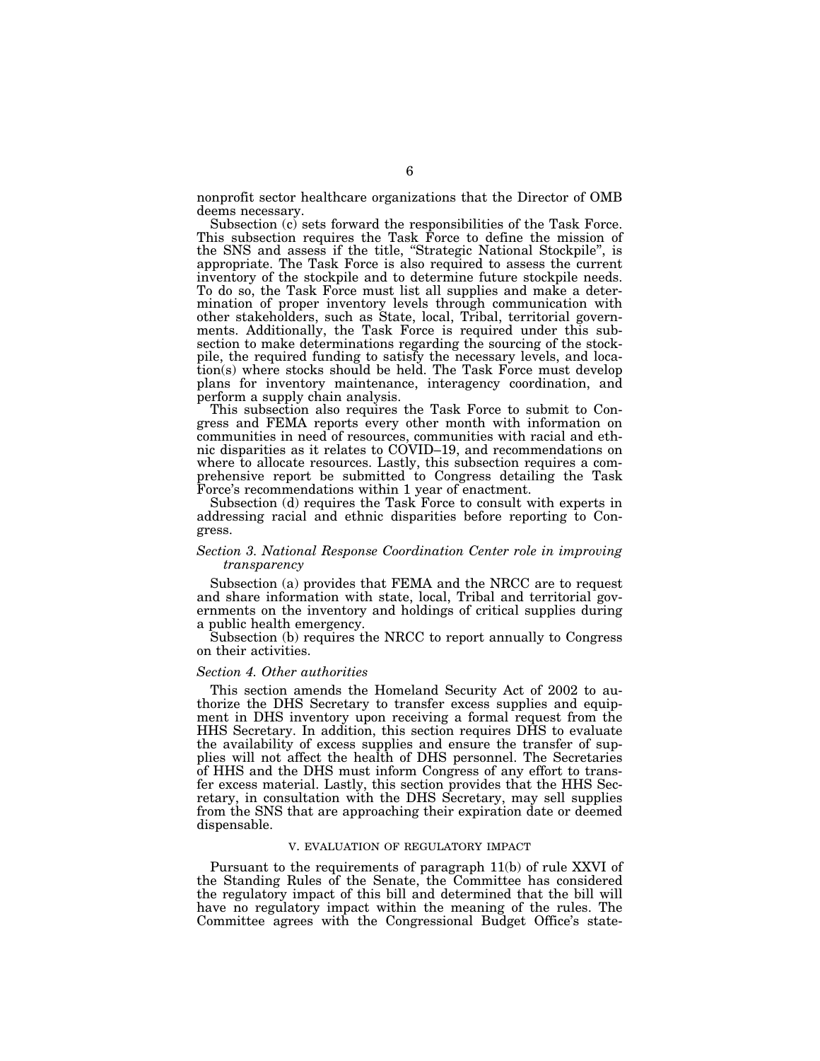nonprofit sector healthcare organizations that the Director of OMB deems necessary.

Subsection (c) sets forward the responsibilities of the Task Force. This subsection requires the Task Force to define the mission of the SNS and assess if the title, "Strategic National Stockpile", is appropriate. The Task Force is also required to assess the current inventory of the stockpile and to determine future stockpile needs. To do so, the Task Force must list all supplies and make a determination of proper inventory levels through communication with other stakeholders, such as State, local, Tribal, territorial governments. Additionally, the Task Force is required under this subsection to make determinations regarding the sourcing of the stockpile, the required funding to satisfy the necessary levels, and location(s) where stocks should be held. The Task Force must develop plans for inventory maintenance, interagency coordination, and perform a supply chain analysis.

This subsection also requires the Task Force to submit to Congress and FEMA reports every other month with information on communities in need of resources, communities with racial and ethnic disparities as it relates to COVID–19, and recommendations on where to allocate resources. Lastly, this subsection requires a comprehensive report be submitted to Congress detailing the Task Force's recommendations within 1 year of enactment.

Subsection (d) requires the Task Force to consult with experts in addressing racial and ethnic disparities before reporting to Congress.

### *Section 3. National Response Coordination Center role in improving transparency*

Subsection (a) provides that FEMA and the NRCC are to request and share information with state, local, Tribal and territorial governments on the inventory and holdings of critical supplies during a public health emergency.

Subsection (b) requires the NRCC to report annually to Congress on their activities.

### *Section 4. Other authorities*

This section amends the Homeland Security Act of 2002 to authorize the DHS Secretary to transfer excess supplies and equipment in DHS inventory upon receiving a formal request from the HHS Secretary. In addition, this section requires DHS to evaluate the availability of excess supplies and ensure the transfer of supplies will not affect the health of DHS personnel. The Secretaries of HHS and the DHS must inform Congress of any effort to transfer excess material. Lastly, this section provides that the HHS Secretary, in consultation with the DHS Secretary, may sell supplies from the SNS that are approaching their expiration date or deemed dispensable.

## V. EVALUATION OF REGULATORY IMPACT

Pursuant to the requirements of paragraph 11(b) of rule XXVI of the Standing Rules of the Senate, the Committee has considered the regulatory impact of this bill and determined that the bill will have no regulatory impact within the meaning of the rules. The Committee agrees with the Congressional Budget Office's state-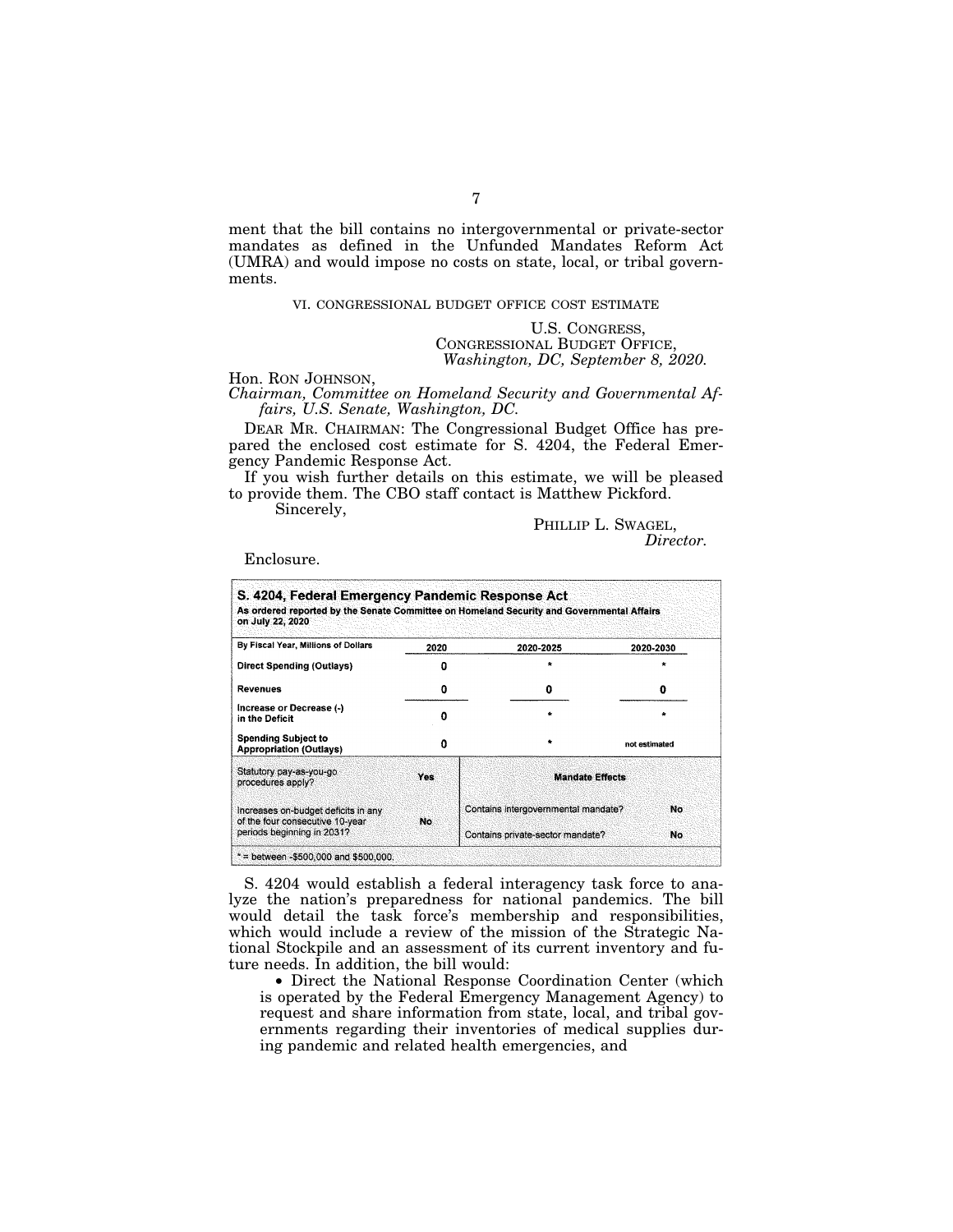ment that the bill contains no intergovernmental or private-sector mandates as defined in the Unfunded Mandates Reform Act (UMRA) and would impose no costs on state, local, or tribal governments.

## VI. CONGRESSIONAL BUDGET OFFICE COST ESTIMATE

U.S. CONGRESS,
CONGRESSIONAL BUDGET OFFICE,
*Washington, DC, September 8, 2020.*

Hon. RON JOHNSON,
*Chairman, Committee on Homeland Security and Governmental Affairs, U.S. Senate, Washington, DC.*

DEAR MR. CHAIRMAN: The Congressional Budget Office has prepared the enclosed cost estimate for S. 4204, the Federal Emergency Pandemic Response Act.

If you wish further details on this estimate, we will be pleased to provide them. The CBO staff contact is Matthew Pickford.

Sincerely,

PHILLIP L. SWAGEL,
*Director.*

Enclosure.

**S. 4204, Federal Emergency Pandemic Response Act**
**As ordered reported by the Senate Committee on Homeland Security and Governmental Affairs on July 22, 2020**

| By Fiscal Year, Millions of Dollars | 2020 | 2020-2025 | 2020-2030 |
|---|---|---|---|
| Direct Spending (Outlays) | 0 | * | * |
| Revenues | 0 | 0 | 0 |
| Increase or Decrease (-) in the Deficit | 0 | * | * |
| Spending Subject to Appropriation (Outlays) | 0 | * | not estimated |

| Statutory pay-as-you-go procedures apply? | Yes | Mandate Effects | |
|---|---|---|---|
| Increases on-budget deficits in any of the four consecutive 10-year periods beginning in 2031? | No | Contains intergovernmental mandate? | No |
| | | Contains private-sector mandate? | No |

* = between -$500,000 and $500,000.

S. 4204 would establish a federal interagency task force to analyze the nation's preparedness for national pandemics. The bill would detail the task force's membership and responsibilities, which would include a review of the mission of the Strategic National Stockpile and an assessment of its current inventory and future needs. In addition, the bill would:

- Direct the National Response Coordination Center (which is operated by the Federal Emergency Management Agency) to request and share information from state, local, and tribal governments regarding their inventories of medical supplies during pandemic and related health emergencies, and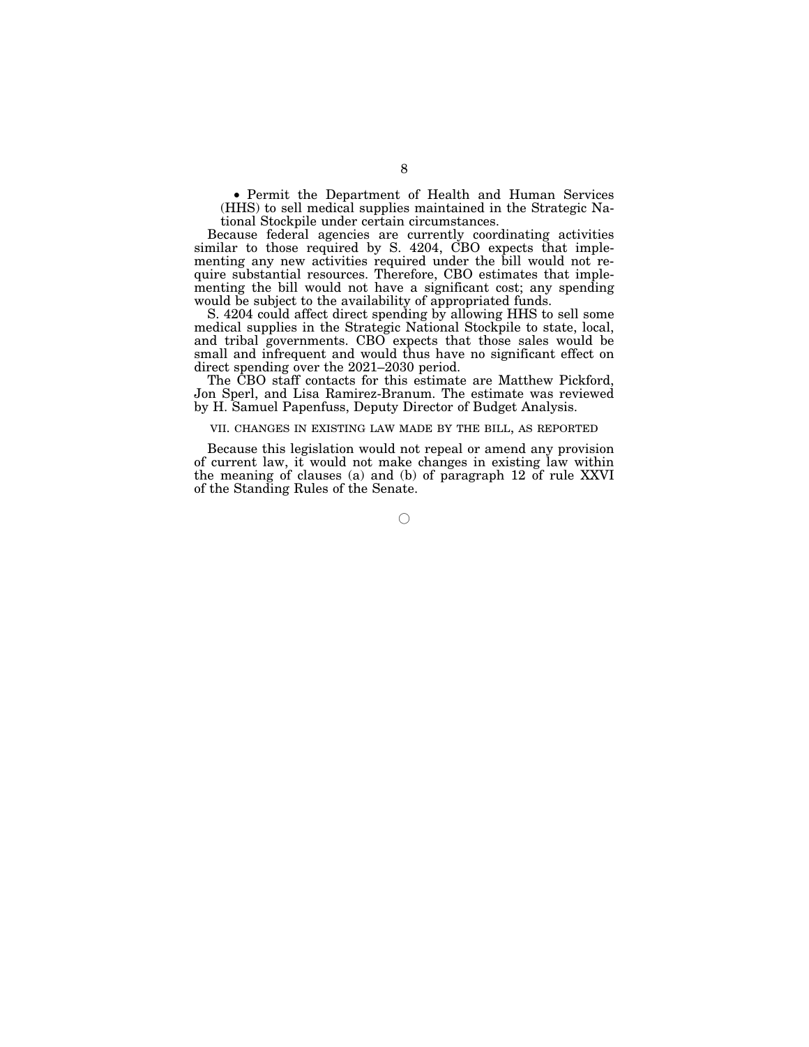- Permit the Department of Health and Human Services (HHS) to sell medical supplies maintained in the Strategic National Stockpile under certain circumstances.

Because federal agencies are currently coordinating activities similar to those required by S. 4204, CBO expects that implementing any new activities required under the bill would not require substantial resources. Therefore, CBO estimates that implementing the bill would not have a significant cost; any spending would be subject to the availability of appropriated funds.

S. 4204 could affect direct spending by allowing HHS to sell some medical supplies in the Strategic National Stockpile to state, local, and tribal governments. CBO expects that those sales would be small and infrequent and would thus have no significant effect on direct spending over the 2021–2030 period.

The CBO staff contacts for this estimate are Matthew Pickford, Jon Sperl, and Lisa Ramirez-Branum. The estimate was reviewed by H. Samuel Papenfuss, Deputy Director of Budget Analysis.

## VII. CHANGES IN EXISTING LAW MADE BY THE BILL, AS REPORTED

Because this legislation would not repeal or amend any provision of current law, it would not make changes in existing law within the meaning of clauses (a) and (b) of paragraph 12 of rule XXVI of the Standing Rules of the Senate.